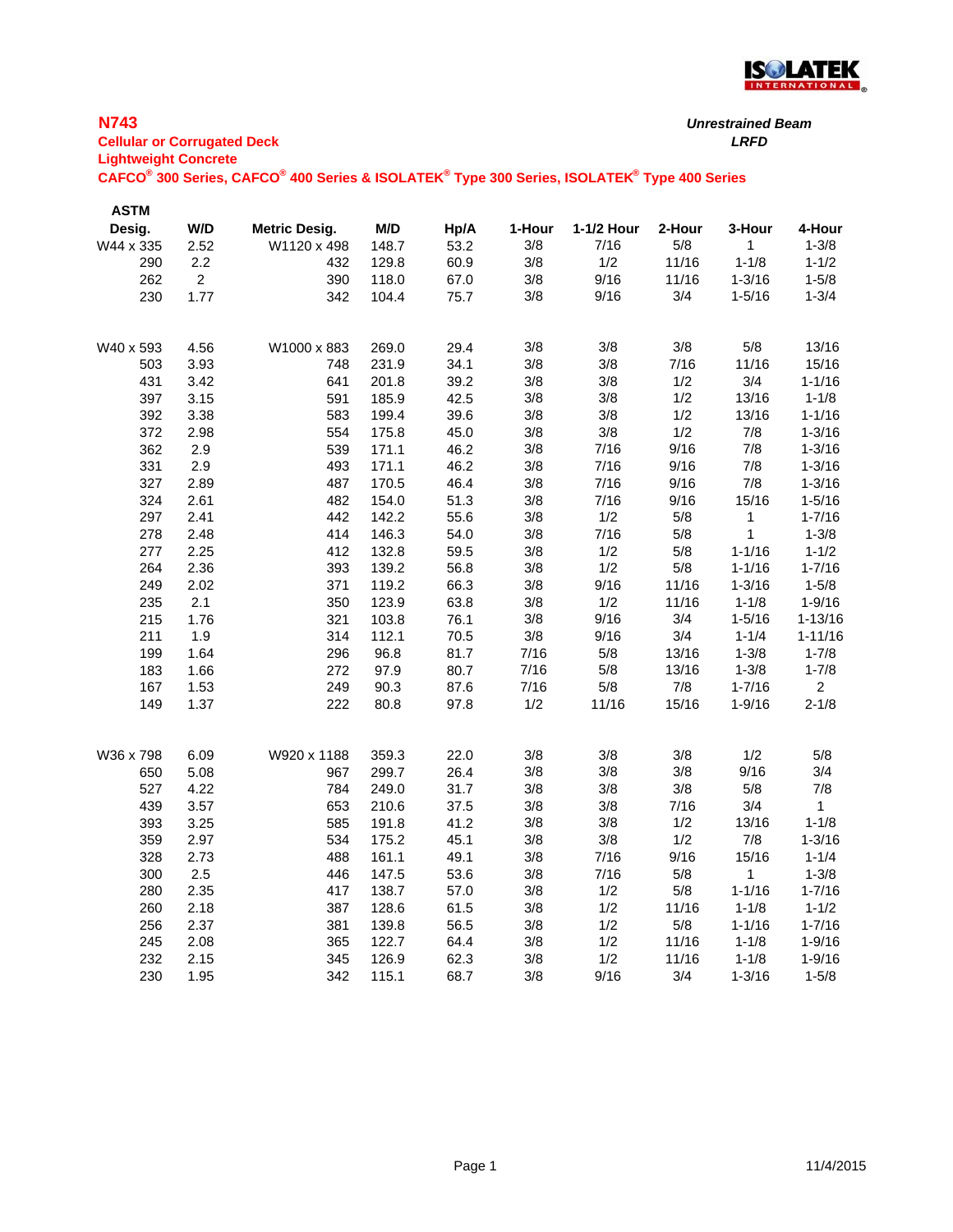## N743

**Cellular or Corrugated Deck**

**Lightweight Concrete**

**CAFCO® 300 Series, CAFCO® 400 Series & ISOLATEK® Type 300 Series, ISOLATEK® Type 400 Series**

***Unrestrained Beam***

***LRFD***

| ASTM Desig. | W/D | Metric Desig. | M/D | Hp/A | 1-Hour | 1-1/2 Hour | 2-Hour | 3-Hour | 4-Hour |
|---|---|---|---|---|---|---|---|---|---|
| W44 x 335 | 2.52 | W1120 x 498 | 148.7 | 53.2 | 3/8 | 7/16 | 5/8 | 1 | 1-3/8 |
| 290 | 2.2 | 432 | 129.8 | 60.9 | 3/8 | 1/2 | 11/16 | 1-1/8 | 1-1/2 |
| 262 | 2 | 390 | 118.0 | 67.0 | 3/8 | 9/16 | 11/16 | 1-3/16 | 1-5/8 |
| 230 | 1.77 | 342 | 104.4 | 75.7 | 3/8 | 9/16 | 3/4 | 1-5/16 | 1-3/4 |
| | | | | | | | | | |
| W40 x 593 | 4.56 | W1000 x 883 | 269.0 | 29.4 | 3/8 | 3/8 | 3/8 | 5/8 | 13/16 |
| 503 | 3.93 | 748 | 231.9 | 34.1 | 3/8 | 3/8 | 7/16 | 11/16 | 15/16 |
| 431 | 3.42 | 641 | 201.8 | 39.2 | 3/8 | 3/8 | 1/2 | 3/4 | 1-1/16 |
| 397 | 3.15 | 591 | 185.9 | 42.5 | 3/8 | 3/8 | 1/2 | 13/16 | 1-1/8 |
| 392 | 3.38 | 583 | 199.4 | 39.6 | 3/8 | 3/8 | 1/2 | 13/16 | 1-1/16 |
| 372 | 2.98 | 554 | 175.8 | 45.0 | 3/8 | 3/8 | 1/2 | 7/8 | 1-3/16 |
| 362 | 2.9 | 539 | 171.1 | 46.2 | 3/8 | 7/16 | 9/16 | 7/8 | 1-3/16 |
| 331 | 2.9 | 493 | 171.1 | 46.2 | 3/8 | 7/16 | 9/16 | 7/8 | 1-3/16 |
| 327 | 2.89 | 487 | 170.5 | 46.4 | 3/8 | 7/16 | 9/16 | 7/8 | 1-3/16 |
| 324 | 2.61 | 482 | 154.0 | 51.3 | 3/8 | 7/16 | 9/16 | 15/16 | 1-5/16 |
| 297 | 2.41 | 442 | 142.2 | 55.6 | 3/8 | 1/2 | 5/8 | 1 | 1-7/16 |
| 278 | 2.48 | 414 | 146.3 | 54.0 | 3/8 | 7/16 | 5/8 | 1 | 1-3/8 |
| 277 | 2.25 | 412 | 132.8 | 59.5 | 3/8 | 1/2 | 5/8 | 1-1/16 | 1-1/2 |
| 264 | 2.36 | 393 | 139.2 | 56.8 | 3/8 | 1/2 | 5/8 | 1-1/16 | 1-7/16 |
| 249 | 2.02 | 371 | 119.2 | 66.3 | 3/8 | 9/16 | 11/16 | 1-3/16 | 1-5/8 |
| 235 | 2.1 | 350 | 123.9 | 63.8 | 3/8 | 1/2 | 11/16 | 1-1/8 | 1-9/16 |
| 215 | 1.76 | 321 | 103.8 | 76.1 | 3/8 | 9/16 | 3/4 | 1-5/16 | 1-13/16 |
| 211 | 1.9 | 314 | 112.1 | 70.5 | 3/8 | 9/16 | 3/4 | 1-1/4 | 1-11/16 |
| 199 | 1.64 | 296 | 96.8 | 81.7 | 7/16 | 5/8 | 13/16 | 1-3/8 | 1-7/8 |
| 183 | 1.66 | 272 | 97.9 | 80.7 | 7/16 | 5/8 | 13/16 | 1-3/8 | 1-7/8 |
| 167 | 1.53 | 249 | 90.3 | 87.6 | 7/16 | 5/8 | 7/8 | 1-7/16 | 2 |
| 149 | 1.37 | 222 | 80.8 | 97.8 | 1/2 | 11/16 | 15/16 | 1-9/16 | 2-1/8 |
| | | | | | | | | | |
| W36 x 798 | 6.09 | W920 x 1188 | 359.3 | 22.0 | 3/8 | 3/8 | 3/8 | 1/2 | 5/8 |
| 650 | 5.08 | 967 | 299.7 | 26.4 | 3/8 | 3/8 | 3/8 | 9/16 | 3/4 |
| 527 | 4.22 | 784 | 249.0 | 31.7 | 3/8 | 3/8 | 3/8 | 5/8 | 7/8 |
| 439 | 3.57 | 653 | 210.6 | 37.5 | 3/8 | 3/8 | 7/16 | 3/4 | 1 |
| 393 | 3.25 | 585 | 191.8 | 41.2 | 3/8 | 3/8 | 1/2 | 13/16 | 1-1/8 |
| 359 | 2.97 | 534 | 175.2 | 45.1 | 3/8 | 3/8 | 1/2 | 7/8 | 1-3/16 |
| 328 | 2.73 | 488 | 161.1 | 49.1 | 3/8 | 7/16 | 9/16 | 15/16 | 1-1/4 |
| 300 | 2.5 | 446 | 147.5 | 53.6 | 3/8 | 7/16 | 5/8 | 1 | 1-3/8 |
| 280 | 2.35 | 417 | 138.7 | 57.0 | 3/8 | 1/2 | 5/8 | 1-1/16 | 1-7/16 |
| 260 | 2.18 | 387 | 128.6 | 61.5 | 3/8 | 1/2 | 11/16 | 1-1/8 | 1-1/2 |
| 256 | 2.37 | 381 | 139.8 | 56.5 | 3/8 | 1/2 | 5/8 | 1-1/16 | 1-7/16 |
| 245 | 2.08 | 365 | 122.7 | 64.4 | 3/8 | 1/2 | 11/16 | 1-1/8 | 1-9/16 |
| 232 | 2.15 | 345 | 126.9 | 62.3 | 3/8 | 1/2 | 11/16 | 1-1/8 | 1-9/16 |
| 230 | 1.95 | 342 | 115.1 | 68.7 | 3/8 | 9/16 | 3/4 | 1-3/16 | 1-5/8 |

11/4/2015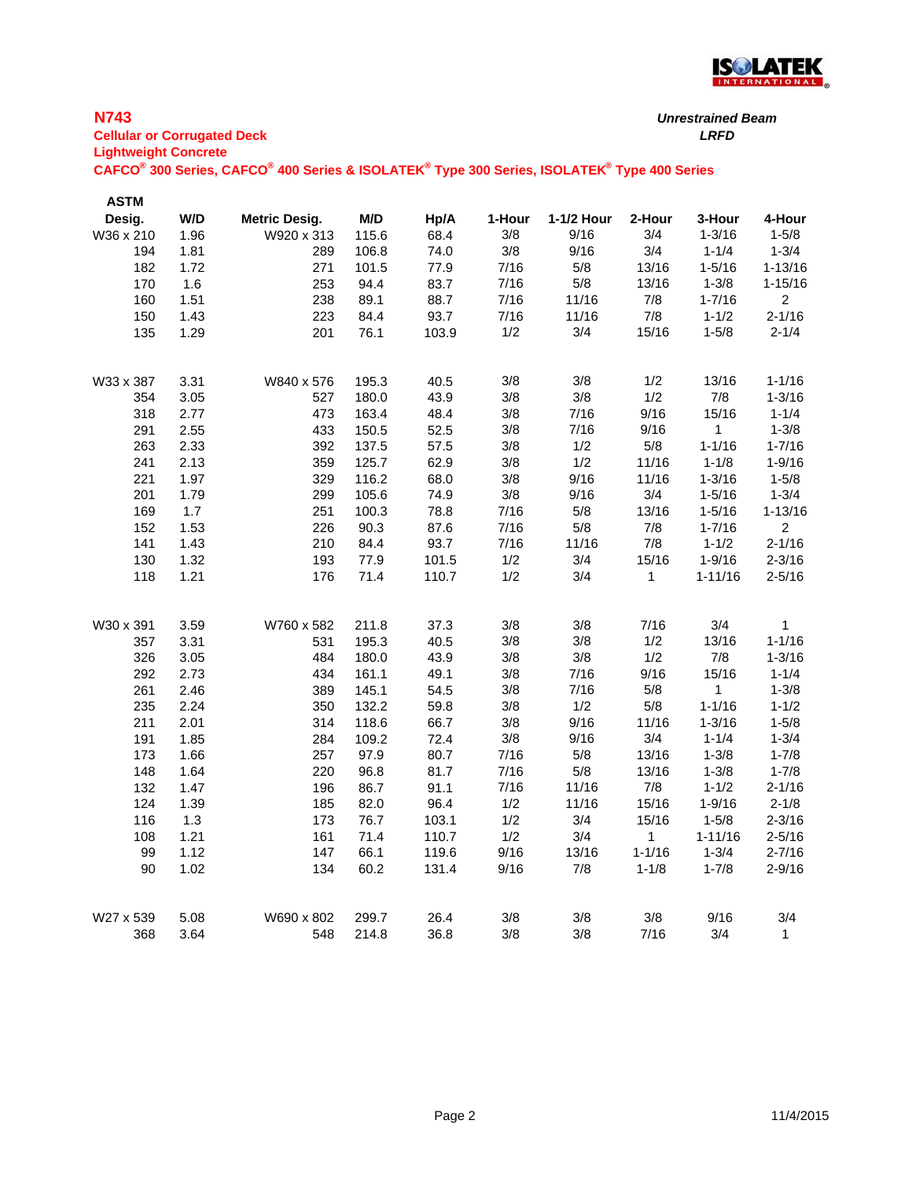## N743

**Cellular or Corrugated Deck**
**Lightweight Concrete**
**CAFCO® 300 Series, CAFCO® 400 Series & ISOLATEK® Type 300 Series, ISOLATEK® Type 400 Series**

***Unrestrained Beam***
***LRFD***

| ASTM Desig. | W/D | Metric Desig. | M/D | Hp/A | 1-Hour | 1-1/2 Hour | 2-Hour | 3-Hour | 4-Hour |
|---|---|---|---|---|---|---|---|---|---|
| W36 x 210 | 1.96 | W920 x 313 | 115.6 | 68.4 | 3/8 | 9/16 | 3/4 | 1-3/16 | 1-5/8 |
| 194 | 1.81 | 289 | 106.8 | 74.0 | 3/8 | 9/16 | 3/4 | 1-1/4 | 1-3/4 |
| 182 | 1.72 | 271 | 101.5 | 77.9 | 7/16 | 5/8 | 13/16 | 1-5/16 | 1-13/16 |
| 170 | 1.6 | 253 | 94.4 | 83.7 | 7/16 | 5/8 | 13/16 | 1-3/8 | 1-15/16 |
| 160 | 1.51 | 238 | 89.1 | 88.7 | 7/16 | 11/16 | 7/8 | 1-7/16 | 2 |
| 150 | 1.43 | 223 | 84.4 | 93.7 | 7/16 | 11/16 | 7/8 | 1-1/2 | 2-1/16 |
| 135 | 1.29 | 201 | 76.1 | 103.9 | 1/2 | 3/4 | 15/16 | 1-5/8 | 2-1/4 |
| | | | | | | | | | |
| W33 x 387 | 3.31 | W840 x 576 | 195.3 | 40.5 | 3/8 | 3/8 | 1/2 | 13/16 | 1-1/16 |
| 354 | 3.05 | 527 | 180.0 | 43.9 | 3/8 | 3/8 | 1/2 | 7/8 | 1-3/16 |
| 318 | 2.77 | 473 | 163.4 | 48.4 | 3/8 | 7/16 | 9/16 | 15/16 | 1-1/4 |
| 291 | 2.55 | 433 | 150.5 | 52.5 | 3/8 | 7/16 | 9/16 | 1 | 1-3/8 |
| 263 | 2.33 | 392 | 137.5 | 57.5 | 3/8 | 1/2 | 5/8 | 1-1/16 | 1-7/16 |
| 241 | 2.13 | 359 | 125.7 | 62.9 | 3/8 | 1/2 | 11/16 | 1-1/8 | 1-9/16 |
| 221 | 1.97 | 329 | 116.2 | 68.0 | 3/8 | 9/16 | 11/16 | 1-3/16 | 1-5/8 |
| 201 | 1.79 | 299 | 105.6 | 74.9 | 3/8 | 9/16 | 3/4 | 1-5/16 | 1-3/4 |
| 169 | 1.7 | 251 | 100.3 | 78.8 | 7/16 | 5/8 | 13/16 | 1-5/16 | 1-13/16 |
| 152 | 1.53 | 226 | 90.3 | 87.6 | 7/16 | 5/8 | 7/8 | 1-7/16 | 2 |
| 141 | 1.43 | 210 | 84.4 | 93.7 | 7/16 | 11/16 | 7/8 | 1-1/2 | 2-1/16 |
| 130 | 1.32 | 193 | 77.9 | 101.5 | 1/2 | 3/4 | 15/16 | 1-9/16 | 2-3/16 |
| 118 | 1.21 | 176 | 71.4 | 110.7 | 1/2 | 3/4 | 1 | 1-11/16 | 2-5/16 |
| | | | | | | | | | |
| W30 x 391 | 3.59 | W760 x 582 | 211.8 | 37.3 | 3/8 | 3/8 | 7/16 | 3/4 | 1 |
| 357 | 3.31 | 531 | 195.3 | 40.5 | 3/8 | 3/8 | 1/2 | 13/16 | 1-1/16 |
| 326 | 3.05 | 484 | 180.0 | 43.9 | 3/8 | 3/8 | 1/2 | 7/8 | 1-3/16 |
| 292 | 2.73 | 434 | 161.1 | 49.1 | 3/8 | 7/16 | 9/16 | 15/16 | 1-1/4 |
| 261 | 2.46 | 389 | 145.1 | 54.5 | 3/8 | 7/16 | 5/8 | 1 | 1-3/8 |
| 235 | 2.24 | 350 | 132.2 | 59.8 | 3/8 | 1/2 | 5/8 | 1-1/16 | 1-1/2 |
| 211 | 2.01 | 314 | 118.6 | 66.7 | 3/8 | 9/16 | 11/16 | 1-3/16 | 1-5/8 |
| 191 | 1.85 | 284 | 109.2 | 72.4 | 3/8 | 9/16 | 3/4 | 1-1/4 | 1-3/4 |
| 173 | 1.66 | 257 | 97.9 | 80.7 | 7/16 | 5/8 | 13/16 | 1-3/8 | 1-7/8 |
| 148 | 1.64 | 220 | 96.8 | 81.7 | 7/16 | 5/8 | 13/16 | 1-3/8 | 1-7/8 |
| 132 | 1.47 | 196 | 86.7 | 91.1 | 7/16 | 11/16 | 7/8 | 1-1/2 | 2-1/16 |
| 124 | 1.39 | 185 | 82.0 | 96.4 | 1/2 | 11/16 | 15/16 | 1-9/16 | 2-1/8 |
| 116 | 1.3 | 173 | 76.7 | 103.1 | 1/2 | 3/4 | 15/16 | 1-5/8 | 2-3/16 |
| 108 | 1.21 | 161 | 71.4 | 110.7 | 1/2 | 3/4 | 1 | 1-11/16 | 2-5/16 |
| 99 | 1.12 | 147 | 66.1 | 119.6 | 9/16 | 13/16 | 1-1/16 | 1-3/4 | 2-7/16 |
| 90 | 1.02 | 134 | 60.2 | 131.4 | 9/16 | 7/8 | 1-1/8 | 1-7/8 | 2-9/16 |
| | | | | | | | | | |
| W27 x 539 | 5.08 | W690 x 802 | 299.7 | 26.4 | 3/8 | 3/8 | 3/8 | 9/16 | 3/4 |
| 368 | 3.64 | 548 | 214.8 | 36.8 | 3/8 | 3/8 | 7/16 | 3/4 | 1 |

11/4/2015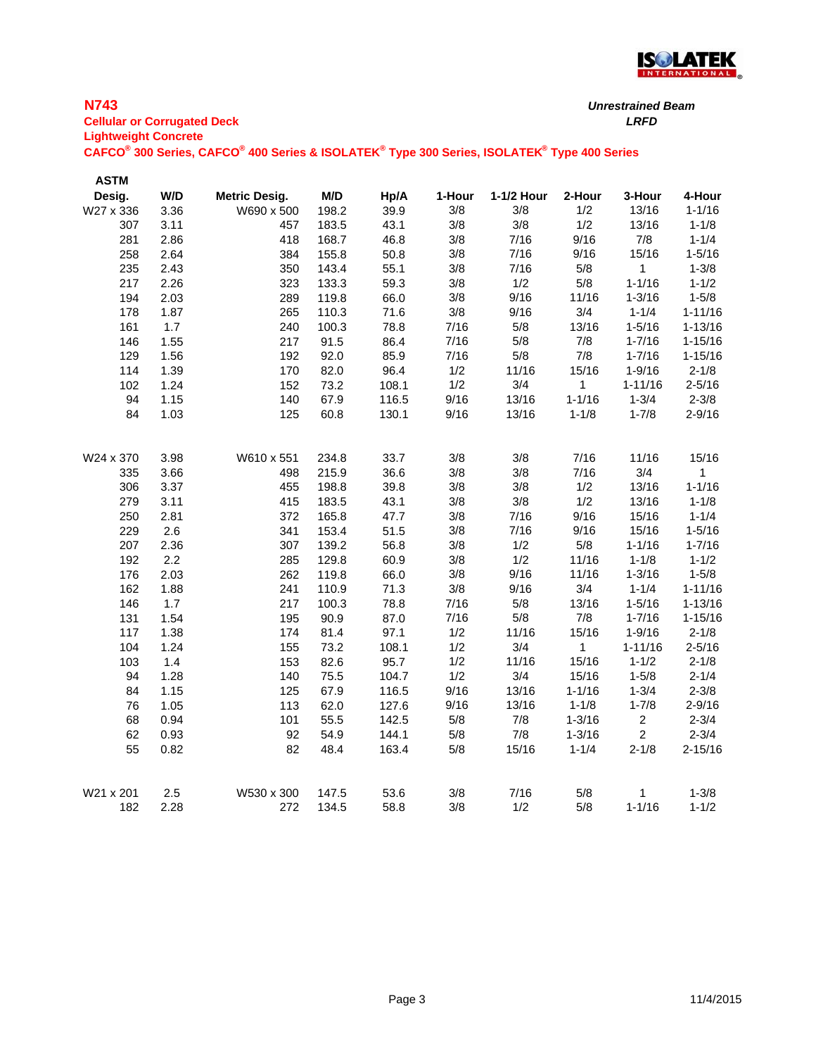## N743

**Cellular or Corrugated Deck**
**Lightweight Concrete**
**CAFCO® 300 Series, CAFCO® 400 Series & ISOLATEK® Type 300 Series, ISOLATEK® Type 400 Series**

***Unrestrained Beam***
***LRFD***

| ASTM Desig. | W/D | Metric Desig. | M/D | Hp/A | 1-Hour | 1-1/2 Hour | 2-Hour | 3-Hour | 4-Hour |
|---|---|---|---|---|---|---|---|---|---|
| W27 x 336 | 3.36 | W690 x 500 | 198.2 | 39.9 | 3/8 | 3/8 | 1/2 | 13/16 | 1-1/16 |
| 307 | 3.11 | 457 | 183.5 | 43.1 | 3/8 | 3/8 | 1/2 | 13/16 | 1-1/8 |
| 281 | 2.86 | 418 | 168.7 | 46.8 | 3/8 | 7/16 | 9/16 | 7/8 | 1-1/4 |
| 258 | 2.64 | 384 | 155.8 | 50.8 | 3/8 | 7/16 | 9/16 | 15/16 | 1-5/16 |
| 235 | 2.43 | 350 | 143.4 | 55.1 | 3/8 | 7/16 | 5/8 | 1 | 1-3/8 |
| 217 | 2.26 | 323 | 133.3 | 59.3 | 3/8 | 1/2 | 5/8 | 1-1/16 | 1-1/2 |
| 194 | 2.03 | 289 | 119.8 | 66.0 | 3/8 | 9/16 | 11/16 | 1-3/16 | 1-5/8 |
| 178 | 1.87 | 265 | 110.3 | 71.6 | 3/8 | 9/16 | 3/4 | 1-1/4 | 1-11/16 |
| 161 | 1.7 | 240 | 100.3 | 78.8 | 7/16 | 5/8 | 13/16 | 1-5/16 | 1-13/16 |
| 146 | 1.55 | 217 | 91.5 | 86.4 | 7/16 | 5/8 | 7/8 | 1-7/16 | 1-15/16 |
| 129 | 1.56 | 192 | 92.0 | 85.9 | 7/16 | 5/8 | 7/8 | 1-7/16 | 1-15/16 |
| 114 | 1.39 | 170 | 82.0 | 96.4 | 1/2 | 11/16 | 15/16 | 1-9/16 | 2-1/8 |
| 102 | 1.24 | 152 | 73.2 | 108.1 | 1/2 | 3/4 | 1 | 1-11/16 | 2-5/16 |
| 94 | 1.15 | 140 | 67.9 | 116.5 | 9/16 | 13/16 | 1-1/16 | 1-3/4 | 2-3/8 |
| 84 | 1.03 | 125 | 60.8 | 130.1 | 9/16 | 13/16 | 1-1/8 | 1-7/8 | 2-9/16 |
| | | | | | | | | | |
| W24 x 370 | 3.98 | W610 x 551 | 234.8 | 33.7 | 3/8 | 3/8 | 7/16 | 11/16 | 15/16 |
| 335 | 3.66 | 498 | 215.9 | 36.6 | 3/8 | 3/8 | 7/16 | 3/4 | 1 |
| 306 | 3.37 | 455 | 198.8 | 39.8 | 3/8 | 3/8 | 1/2 | 13/16 | 1-1/16 |
| 279 | 3.11 | 415 | 183.5 | 43.1 | 3/8 | 3/8 | 1/2 | 13/16 | 1-1/8 |
| 250 | 2.81 | 372 | 165.8 | 47.7 | 3/8 | 7/16 | 9/16 | 15/16 | 1-1/4 |
| 229 | 2.6 | 341 | 153.4 | 51.5 | 3/8 | 7/16 | 9/16 | 15/16 | 1-5/16 |
| 207 | 2.36 | 307 | 139.2 | 56.8 | 3/8 | 1/2 | 5/8 | 1-1/16 | 1-7/16 |
| 192 | 2.2 | 285 | 129.8 | 60.9 | 3/8 | 1/2 | 11/16 | 1-1/8 | 1-1/2 |
| 176 | 2.03 | 262 | 119.8 | 66.0 | 3/8 | 9/16 | 11/16 | 1-3/16 | 1-5/8 |
| 162 | 1.88 | 241 | 110.9 | 71.3 | 3/8 | 9/16 | 3/4 | 1-1/4 | 1-11/16 |
| 146 | 1.7 | 217 | 100.3 | 78.8 | 7/16 | 5/8 | 13/16 | 1-5/16 | 1-13/16 |
| 131 | 1.54 | 195 | 90.9 | 87.0 | 7/16 | 5/8 | 7/8 | 1-7/16 | 1-15/16 |
| 117 | 1.38 | 174 | 81.4 | 97.1 | 1/2 | 11/16 | 15/16 | 1-9/16 | 2-1/8 |
| 104 | 1.24 | 155 | 73.2 | 108.1 | 1/2 | 3/4 | 1 | 1-11/16 | 2-5/16 |
| 103 | 1.4 | 153 | 82.6 | 95.7 | 1/2 | 11/16 | 15/16 | 1-1/2 | 2-1/8 |
| 94 | 1.28 | 140 | 75.5 | 104.7 | 1/2 | 3/4 | 15/16 | 1-5/8 | 2-1/4 |
| 84 | 1.15 | 125 | 67.9 | 116.5 | 9/16 | 13/16 | 1-1/16 | 1-3/4 | 2-3/8 |
| 76 | 1.05 | 113 | 62.0 | 127.6 | 9/16 | 13/16 | 1-1/8 | 1-7/8 | 2-9/16 |
| 68 | 0.94 | 101 | 55.5 | 142.5 | 5/8 | 7/8 | 1-3/16 | 2 | 2-3/4 |
| 62 | 0.93 | 92 | 54.9 | 144.1 | 5/8 | 7/8 | 1-3/16 | 2 | 2-3/4 |
| 55 | 0.82 | 82 | 48.4 | 163.4 | 5/8 | 15/16 | 1-1/4 | 2-1/8 | 2-15/16 |
| | | | | | | | | | |
| W21 x 201 | 2.5 | W530 x 300 | 147.5 | 53.6 | 3/8 | 7/16 | 5/8 | 1 | 1-3/8 |
| 182 | 2.28 | 272 | 134.5 | 58.8 | 3/8 | 1/2 | 5/8 | 1-1/16 | 1-1/2 |

11/4/2015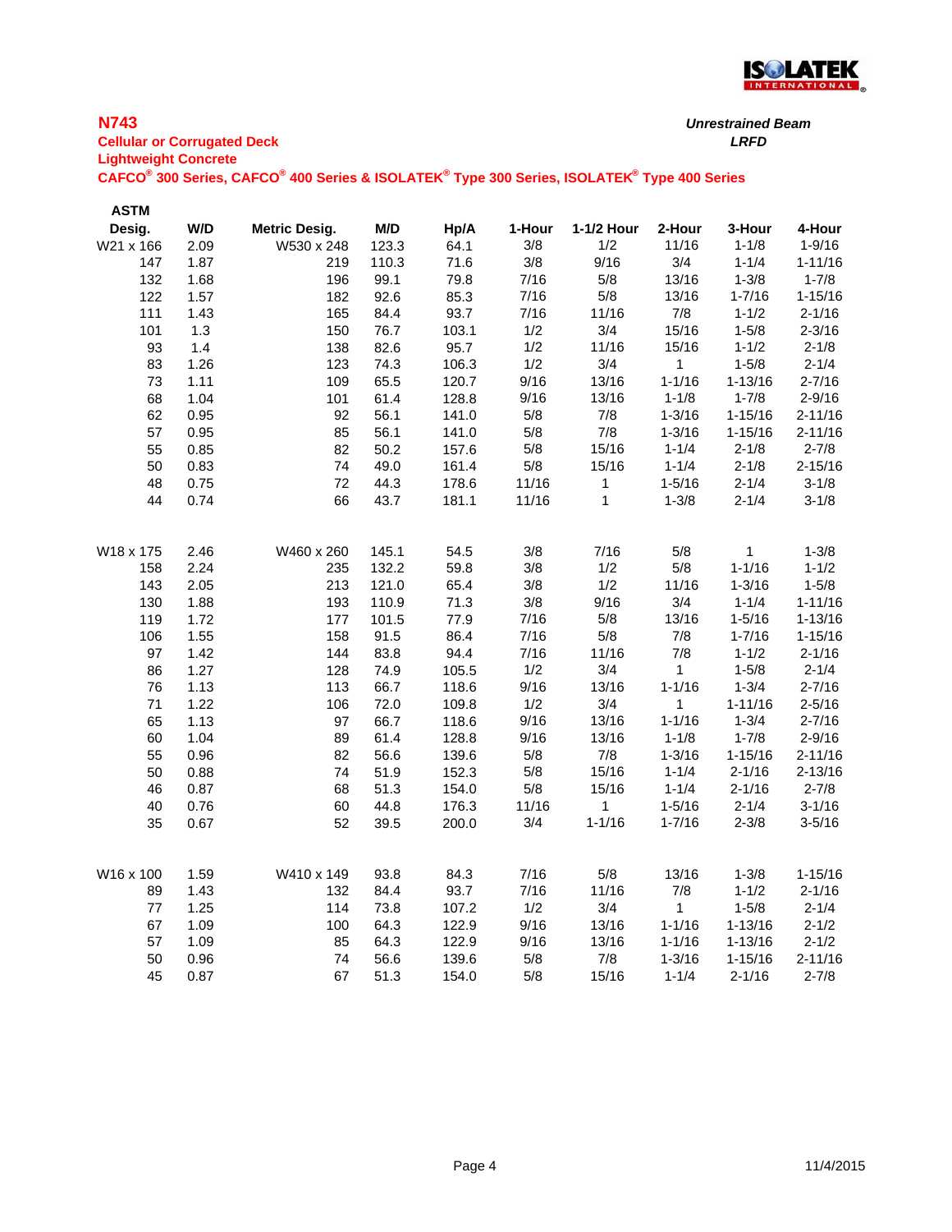## N743

**Cellular or Corrugated Deck**
**Lightweight Concrete**
**CAFCO® 300 Series, CAFCO® 400 Series & ISOLATEK® Type 300 Series, ISOLATEK® Type 400 Series**

***Unrestrained Beam***
***LRFD***

| ASTM Desig. | W/D | Metric Desig. | M/D | Hp/A | 1-Hour | 1-1/2 Hour | 2-Hour | 3-Hour | 4-Hour |
|---|---|---|---|---|---|---|---|---|---|
| W21 x 166 | 2.09 | W530 x 248 | 123.3 | 64.1 | 3/8 | 1/2 | 11/16 | 1-1/8 | 1-9/16 |
| 147 | 1.87 | 219 | 110.3 | 71.6 | 3/8 | 9/16 | 3/4 | 1-1/4 | 1-11/16 |
| 132 | 1.68 | 196 | 99.1 | 79.8 | 7/16 | 5/8 | 13/16 | 1-3/8 | 1-7/8 |
| 122 | 1.57 | 182 | 92.6 | 85.3 | 7/16 | 5/8 | 13/16 | 1-7/16 | 1-15/16 |
| 111 | 1.43 | 165 | 84.4 | 93.7 | 7/16 | 11/16 | 7/8 | 1-1/2 | 2-1/16 |
| 101 | 1.3 | 150 | 76.7 | 103.1 | 1/2 | 3/4 | 15/16 | 1-5/8 | 2-3/16 |
| 93 | 1.4 | 138 | 82.6 | 95.7 | 1/2 | 11/16 | 15/16 | 1-1/2 | 2-1/8 |
| 83 | 1.26 | 123 | 74.3 | 106.3 | 1/2 | 3/4 | 1 | 1-5/8 | 2-1/4 |
| 73 | 1.11 | 109 | 65.5 | 120.7 | 9/16 | 13/16 | 1-1/16 | 1-13/16 | 2-7/16 |
| 68 | 1.04 | 101 | 61.4 | 128.8 | 9/16 | 13/16 | 1-1/8 | 1-7/8 | 2-9/16 |
| 62 | 0.95 | 92 | 56.1 | 141.0 | 5/8 | 7/8 | 1-3/16 | 1-15/16 | 2-11/16 |
| 57 | 0.95 | 85 | 56.1 | 141.0 | 5/8 | 7/8 | 1-3/16 | 1-15/16 | 2-11/16 |
| 55 | 0.85 | 82 | 50.2 | 157.6 | 5/8 | 15/16 | 1-1/4 | 2-1/8 | 2-7/8 |
| 50 | 0.83 | 74 | 49.0 | 161.4 | 5/8 | 15/16 | 1-1/4 | 2-1/8 | 2-15/16 |
| 48 | 0.75 | 72 | 44.3 | 178.6 | 11/16 | 1 | 1-5/16 | 2-1/4 | 3-1/8 |
| 44 | 0.74 | 66 | 43.7 | 181.1 | 11/16 | 1 | 1-3/8 | 2-1/4 | 3-1/8 |
| | | | | | | | | | |
| W18 x 175 | 2.46 | W460 x 260 | 145.1 | 54.5 | 3/8 | 7/16 | 5/8 | 1 | 1-3/8 |
| 158 | 2.24 | 235 | 132.2 | 59.8 | 3/8 | 1/2 | 5/8 | 1-1/16 | 1-1/2 |
| 143 | 2.05 | 213 | 121.0 | 65.4 | 3/8 | 1/2 | 11/16 | 1-3/16 | 1-5/8 |
| 130 | 1.88 | 193 | 110.9 | 71.3 | 3/8 | 9/16 | 3/4 | 1-1/4 | 1-11/16 |
| 119 | 1.72 | 177 | 101.5 | 77.9 | 7/16 | 5/8 | 13/16 | 1-5/16 | 1-13/16 |
| 106 | 1.55 | 158 | 91.5 | 86.4 | 7/16 | 5/8 | 7/8 | 1-7/16 | 1-15/16 |
| 97 | 1.42 | 144 | 83.8 | 94.4 | 7/16 | 11/16 | 7/8 | 1-1/2 | 2-1/16 |
| 86 | 1.27 | 128 | 74.9 | 105.5 | 1/2 | 3/4 | 1 | 1-5/8 | 2-1/4 |
| 76 | 1.13 | 113 | 66.7 | 118.6 | 9/16 | 13/16 | 1-1/16 | 1-3/4 | 2-7/16 |
| 71 | 1.22 | 106 | 72.0 | 109.8 | 1/2 | 3/4 | 1 | 1-11/16 | 2-5/16 |
| 65 | 1.13 | 97 | 66.7 | 118.6 | 9/16 | 13/16 | 1-1/16 | 1-3/4 | 2-7/16 |
| 60 | 1.04 | 89 | 61.4 | 128.8 | 9/16 | 13/16 | 1-1/8 | 1-7/8 | 2-9/16 |
| 55 | 0.96 | 82 | 56.6 | 139.6 | 5/8 | 7/8 | 1-3/16 | 1-15/16 | 2-11/16 |
| 50 | 0.88 | 74 | 51.9 | 152.3 | 5/8 | 15/16 | 1-1/4 | 2-1/16 | 2-13/16 |
| 46 | 0.87 | 68 | 51.3 | 154.0 | 5/8 | 15/16 | 1-1/4 | 2-1/16 | 2-7/8 |
| 40 | 0.76 | 60 | 44.8 | 176.3 | 11/16 | 1 | 1-5/16 | 2-1/4 | 3-1/16 |
| 35 | 0.67 | 52 | 39.5 | 200.0 | 3/4 | 1-1/16 | 1-7/16 | 2-3/8 | 3-5/16 |
| | | | | | | | | | |
| W16 x 100 | 1.59 | W410 x 149 | 93.8 | 84.3 | 7/16 | 5/8 | 13/16 | 1-3/8 | 1-15/16 |
| 89 | 1.43 | 132 | 84.4 | 93.7 | 7/16 | 11/16 | 7/8 | 1-1/2 | 2-1/16 |
| 77 | 1.25 | 114 | 73.8 | 107.2 | 1/2 | 3/4 | 1 | 1-5/8 | 2-1/4 |
| 67 | 1.09 | 100 | 64.3 | 122.9 | 9/16 | 13/16 | 1-1/16 | 1-13/16 | 2-1/2 |
| 57 | 1.09 | 85 | 64.3 | 122.9 | 9/16 | 13/16 | 1-1/16 | 1-13/16 | 2-1/2 |
| 50 | 0.96 | 74 | 56.6 | 139.6 | 5/8 | 7/8 | 1-3/16 | 1-15/16 | 2-11/16 |
| 45 | 0.87 | 67 | 51.3 | 154.0 | 5/8 | 15/16 | 1-1/4 | 2-1/16 | 2-7/8 |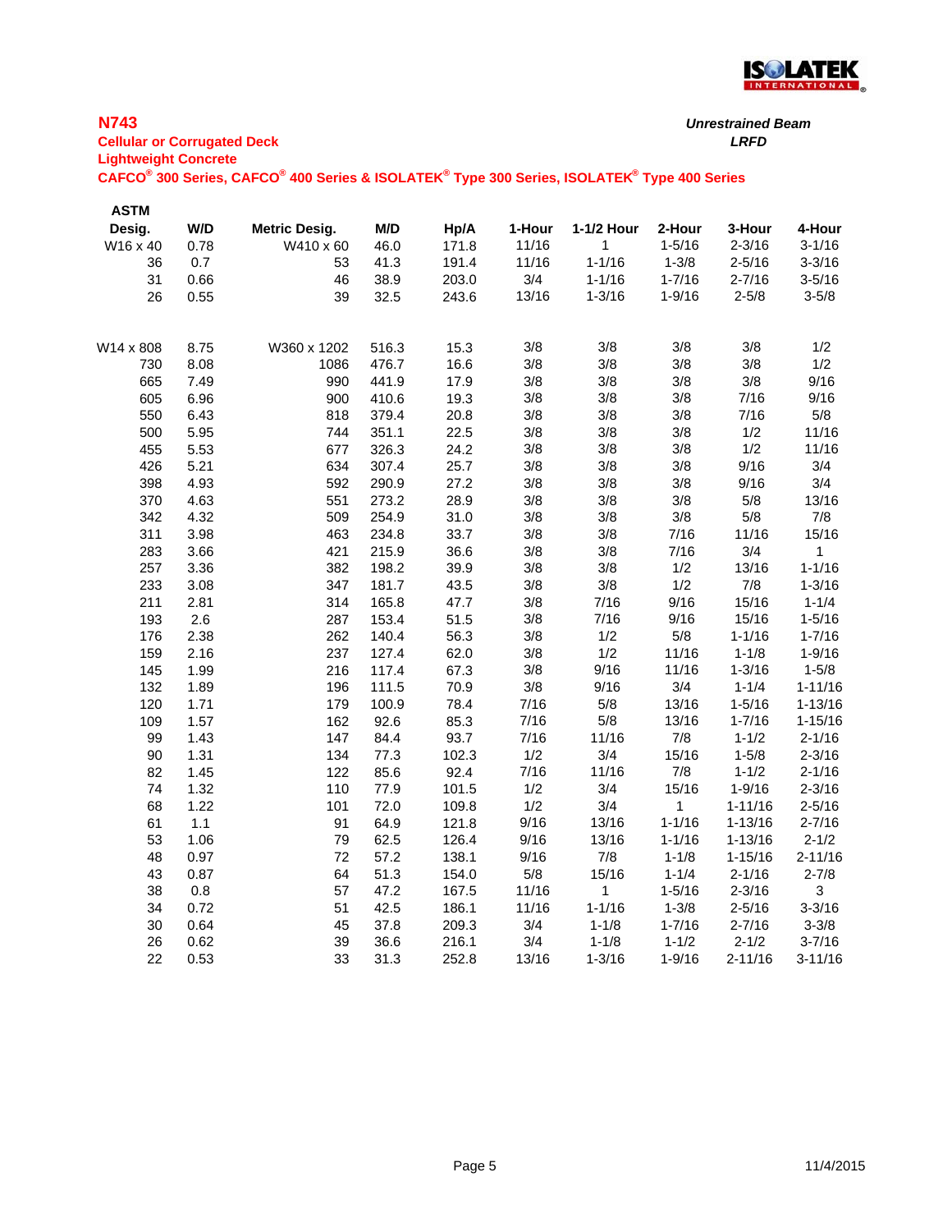## N743

**Cellular or Corrugated Deck**
**Lightweight Concrete**
**CAFCO® 300 Series, CAFCO® 400 Series & ISOLATEK® Type 300 Series, ISOLATEK® Type 400 Series**

***Unrestrained Beam***
***LRFD***

| ASTM Desig. | W/D | Metric Desig. | M/D | Hp/A | 1-Hour | 1-1/2 Hour | 2-Hour | 3-Hour | 4-Hour |
|---|---|---|---|---|---|---|---|---|---|
| W16 x 40 | 0.78 | W410 x 60 | 46.0 | 171.8 | 11/16 | 1 | 1-5/16 | 2-3/16 | 3-1/16 |
| 36 | 0.7 | 53 | 41.3 | 191.4 | 11/16 | 1-1/16 | 1-3/8 | 2-5/16 | 3-3/16 |
| 31 | 0.66 | 46 | 38.9 | 203.0 | 3/4 | 1-1/16 | 1-7/16 | 2-7/16 | 3-5/16 |
| 26 | 0.55 | 39 | 32.5 | 243.6 | 13/16 | 1-3/16 | 1-9/16 | 2-5/8 | 3-5/8 |
| W14 x 808 | 8.75 | W360 x 1202 | 516.3 | 15.3 | 3/8 | 3/8 | 3/8 | 3/8 | 1/2 |
| 730 | 8.08 | 1086 | 476.7 | 16.6 | 3/8 | 3/8 | 3/8 | 3/8 | 1/2 |
| 665 | 7.49 | 990 | 441.9 | 17.9 | 3/8 | 3/8 | 3/8 | 3/8 | 9/16 |
| 605 | 6.96 | 900 | 410.6 | 19.3 | 3/8 | 3/8 | 3/8 | 7/16 | 9/16 |
| 550 | 6.43 | 818 | 379.4 | 20.8 | 3/8 | 3/8 | 3/8 | 7/16 | 5/8 |
| 500 | 5.95 | 744 | 351.1 | 22.5 | 3/8 | 3/8 | 3/8 | 1/2 | 11/16 |
| 455 | 5.53 | 677 | 326.3 | 24.2 | 3/8 | 3/8 | 3/8 | 1/2 | 11/16 |
| 426 | 5.21 | 634 | 307.4 | 25.7 | 3/8 | 3/8 | 3/8 | 9/16 | 3/4 |
| 398 | 4.93 | 592 | 290.9 | 27.2 | 3/8 | 3/8 | 3/8 | 9/16 | 3/4 |
| 370 | 4.63 | 551 | 273.2 | 28.9 | 3/8 | 3/8 | 3/8 | 5/8 | 13/16 |
| 342 | 4.32 | 509 | 254.9 | 31.0 | 3/8 | 3/8 | 3/8 | 5/8 | 7/8 |
| 311 | 3.98 | 463 | 234.8 | 33.7 | 3/8 | 3/8 | 7/16 | 11/16 | 15/16 |
| 283 | 3.66 | 421 | 215.9 | 36.6 | 3/8 | 3/8 | 7/16 | 3/4 | 1 |
| 257 | 3.36 | 382 | 198.2 | 39.9 | 3/8 | 3/8 | 1/2 | 13/16 | 1-1/16 |
| 233 | 3.08 | 347 | 181.7 | 43.5 | 3/8 | 3/8 | 1/2 | 7/8 | 1-3/16 |
| 211 | 2.81 | 314 | 165.8 | 47.7 | 3/8 | 7/16 | 9/16 | 15/16 | 1-1/4 |
| 193 | 2.6 | 287 | 153.4 | 51.5 | 3/8 | 7/16 | 9/16 | 15/16 | 1-5/16 |
| 176 | 2.38 | 262 | 140.4 | 56.3 | 3/8 | 1/2 | 5/8 | 1-1/16 | 1-7/16 |
| 159 | 2.16 | 237 | 127.4 | 62.0 | 3/8 | 1/2 | 11/16 | 1-1/8 | 1-9/16 |
| 145 | 1.99 | 216 | 117.4 | 67.3 | 3/8 | 9/16 | 11/16 | 1-3/16 | 1-5/8 |
| 132 | 1.89 | 196 | 111.5 | 70.9 | 3/8 | 9/16 | 3/4 | 1-1/4 | 1-11/16 |
| 120 | 1.71 | 179 | 100.9 | 78.4 | 7/16 | 5/8 | 13/16 | 1-5/16 | 1-13/16 |
| 109 | 1.57 | 162 | 92.6 | 85.3 | 7/16 | 5/8 | 13/16 | 1-7/16 | 1-15/16 |
| 99 | 1.43 | 147 | 84.4 | 93.7 | 7/16 | 11/16 | 7/8 | 1-1/2 | 2-1/16 |
| 90 | 1.31 | 134 | 77.3 | 102.3 | 1/2 | 3/4 | 15/16 | 1-5/8 | 2-3/16 |
| 82 | 1.45 | 122 | 85.6 | 92.4 | 7/16 | 11/16 | 7/8 | 1-1/2 | 2-1/16 |
| 74 | 1.32 | 110 | 77.9 | 101.5 | 1/2 | 3/4 | 15/16 | 1-9/16 | 2-3/16 |
| 68 | 1.22 | 101 | 72.0 | 109.8 | 1/2 | 3/4 | 1 | 1-11/16 | 2-5/16 |
| 61 | 1.1 | 91 | 64.9 | 121.8 | 9/16 | 13/16 | 1-1/16 | 1-13/16 | 2-7/16 |
| 53 | 1.06 | 79 | 62.5 | 126.4 | 9/16 | 13/16 | 1-1/16 | 1-13/16 | 2-1/2 |
| 48 | 0.97 | 72 | 57.2 | 138.1 | 9/16 | 7/8 | 1-1/8 | 1-15/16 | 2-11/16 |
| 43 | 0.87 | 64 | 51.3 | 154.0 | 5/8 | 15/16 | 1-1/4 | 2-1/16 | 2-7/8 |
| 38 | 0.8 | 57 | 47.2 | 167.5 | 11/16 | 1 | 1-5/16 | 2-3/16 | 3 |
| 34 | 0.72 | 51 | 42.5 | 186.1 | 11/16 | 1-1/16 | 1-3/8 | 2-5/16 | 3-3/16 |
| 30 | 0.64 | 45 | 37.8 | 209.3 | 3/4 | 1-1/8 | 1-7/16 | 2-7/16 | 3-3/8 |
| 26 | 0.62 | 39 | 36.6 | 216.1 | 3/4 | 1-1/8 | 1-1/2 | 2-1/2 | 3-7/16 |
| 22 | 0.53 | 33 | 31.3 | 252.8 | 13/16 | 1-3/16 | 1-9/16 | 2-11/16 | 3-11/16 |

11/4/2015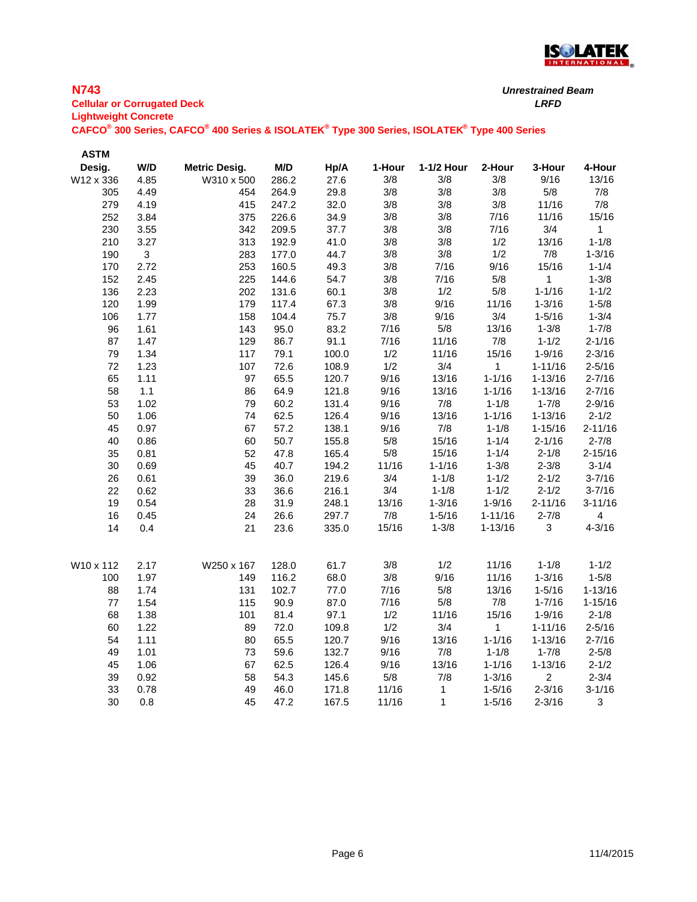## N743

**Cellular or Corrugated Deck**
**Lightweight Concrete**
**CAFCO® 300 Series, CAFCO® 400 Series & ISOLATEK® Type 300 Series, ISOLATEK® Type 400 Series**

*Unrestrained Beam*
*LRFD*

| ASTM Desig. | W/D | Metric Desig. | M/D | Hp/A | 1-Hour | 1-1/2 Hour | 2-Hour | 3-Hour | 4-Hour |
|---|---|---|---|---|---|---|---|---|---|
| W12 x 336 | 4.85 | W310 x 500 | 286.2 | 27.6 | 3/8 | 3/8 | 3/8 | 9/16 | 13/16 |
| 305 | 4.49 | 454 | 264.9 | 29.8 | 3/8 | 3/8 | 3/8 | 5/8 | 7/8 |
| 279 | 4.19 | 415 | 247.2 | 32.0 | 3/8 | 3/8 | 3/8 | 11/16 | 7/8 |
| 252 | 3.84 | 375 | 226.6 | 34.9 | 3/8 | 3/8 | 7/16 | 11/16 | 15/16 |
| 230 | 3.55 | 342 | 209.5 | 37.7 | 3/8 | 3/8 | 7/16 | 3/4 | 1 |
| 210 | 3.27 | 313 | 192.9 | 41.0 | 3/8 | 3/8 | 1/2 | 13/16 | 1-1/8 |
| 190 | 3 | 283 | 177.0 | 44.7 | 3/8 | 3/8 | 1/2 | 7/8 | 1-3/16 |
| 170 | 2.72 | 253 | 160.5 | 49.3 | 3/8 | 7/16 | 9/16 | 15/16 | 1-1/4 |
| 152 | 2.45 | 225 | 144.6 | 54.7 | 3/8 | 7/16 | 5/8 | 1 | 1-3/8 |
| 136 | 2.23 | 202 | 131.6 | 60.1 | 3/8 | 1/2 | 5/8 | 1-1/16 | 1-1/2 |
| 120 | 1.99 | 179 | 117.4 | 67.3 | 3/8 | 9/16 | 11/16 | 1-3/16 | 1-5/8 |
| 106 | 1.77 | 158 | 104.4 | 75.7 | 3/8 | 9/16 | 3/4 | 1-5/16 | 1-3/4 |
| 96 | 1.61 | 143 | 95.0 | 83.2 | 7/16 | 5/8 | 13/16 | 1-3/8 | 1-7/8 |
| 87 | 1.47 | 129 | 86.7 | 91.1 | 7/16 | 11/16 | 7/8 | 1-1/2 | 2-1/16 |
| 79 | 1.34 | 117 | 79.1 | 100.0 | 1/2 | 11/16 | 15/16 | 1-9/16 | 2-3/16 |
| 72 | 1.23 | 107 | 72.6 | 108.9 | 1/2 | 3/4 | 1 | 1-11/16 | 2-5/16 |
| 65 | 1.11 | 97 | 65.5 | 120.7 | 9/16 | 13/16 | 1-1/16 | 1-13/16 | 2-7/16 |
| 58 | 1.1 | 86 | 64.9 | 121.8 | 9/16 | 13/16 | 1-1/16 | 1-13/16 | 2-7/16 |
| 53 | 1.02 | 79 | 60.2 | 131.4 | 9/16 | 7/8 | 1-1/8 | 1-7/8 | 2-9/16 |
| 50 | 1.06 | 74 | 62.5 | 126.4 | 9/16 | 13/16 | 1-1/16 | 1-13/16 | 2-1/2 |
| 45 | 0.97 | 67 | 57.2 | 138.1 | 9/16 | 7/8 | 1-1/8 | 1-15/16 | 2-11/16 |
| 40 | 0.86 | 60 | 50.7 | 155.8 | 5/8 | 15/16 | 1-1/4 | 2-1/16 | 2-7/8 |
| 35 | 0.81 | 52 | 47.8 | 165.4 | 5/8 | 15/16 | 1-1/4 | 2-1/8 | 2-15/16 |
| 30 | 0.69 | 45 | 40.7 | 194.2 | 11/16 | 1-1/16 | 1-3/8 | 2-3/8 | 3-1/4 |
| 26 | 0.61 | 39 | 36.0 | 219.6 | 3/4 | 1-1/8 | 1-1/2 | 2-1/2 | 3-7/16 |
| 22 | 0.62 | 33 | 36.6 | 216.1 | 3/4 | 1-1/8 | 1-1/2 | 2-1/2 | 3-7/16 |
| 19 | 0.54 | 28 | 31.9 | 248.1 | 13/16 | 1-3/16 | 1-9/16 | 2-11/16 | 3-11/16 |
| 16 | 0.45 | 24 | 26.6 | 297.7 | 7/8 | 1-5/16 | 1-11/16 | 2-7/8 | 4 |
| 14 | 0.4 | 21 | 23.6 | 335.0 | 15/16 | 1-3/8 | 1-13/16 | 3 | 4-3/16 |
| | | | | | | | | | |
| W10 x 112 | 2.17 | W250 x 167 | 128.0 | 61.7 | 3/8 | 1/2 | 11/16 | 1-1/8 | 1-1/2 |
| 100 | 1.97 | 149 | 116.2 | 68.0 | 3/8 | 9/16 | 11/16 | 1-3/16 | 1-5/8 |
| 88 | 1.74 | 131 | 102.7 | 77.0 | 7/16 | 5/8 | 13/16 | 1-5/16 | 1-13/16 |
| 77 | 1.54 | 115 | 90.9 | 87.0 | 7/16 | 5/8 | 7/8 | 1-7/16 | 1-15/16 |
| 68 | 1.38 | 101 | 81.4 | 97.1 | 1/2 | 11/16 | 15/16 | 1-9/16 | 2-1/8 |
| 60 | 1.22 | 89 | 72.0 | 109.8 | 1/2 | 3/4 | 1 | 1-11/16 | 2-5/16 |
| 54 | 1.11 | 80 | 65.5 | 120.7 | 9/16 | 13/16 | 1-1/16 | 1-13/16 | 2-7/16 |
| 49 | 1.01 | 73 | 59.6 | 132.7 | 9/16 | 7/8 | 1-1/8 | 1-7/8 | 2-5/8 |
| 45 | 1.06 | 67 | 62.5 | 126.4 | 9/16 | 13/16 | 1-1/16 | 1-13/16 | 2-1/2 |
| 39 | 0.92 | 58 | 54.3 | 145.6 | 5/8 | 7/8 | 1-3/16 | 2 | 2-3/4 |
| 33 | 0.78 | 49 | 46.0 | 171.8 | 11/16 | 1 | 1-5/16 | 2-3/16 | 3-1/16 |
| 30 | 0.8 | 45 | 47.2 | 167.5 | 11/16 | 1 | 1-5/16 | 2-3/16 | 3 |

11/4/2015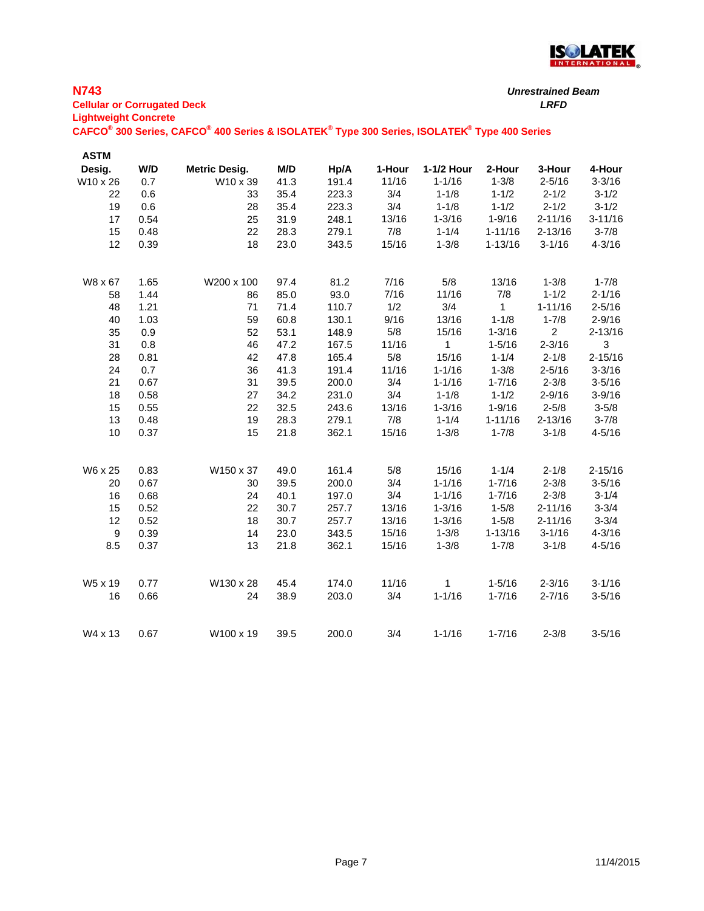ISOLATEK INTERNATIONAL

## N743

**Cellular or Corrugated Deck**
**Lightweight Concrete**
**CAFCO® 300 Series, CAFCO® 400 Series & ISOLATEK® Type 300 Series, ISOLATEK® Type 400 Series**

***Unrestrained Beam***
***LRFD***

| ASTM Desig. | W/D | Metric Desig. | M/D | Hp/A | 1-Hour | 1-1/2 Hour | 2-Hour | 3-Hour | 4-Hour |
|---|---|---|---|---|---|---|---|---|---|
| W10 x 26 | 0.7 | W10 x 39 | 41.3 | 191.4 | 11/16 | 1-1/16 | 1-3/8 | 2-5/16 | 3-3/16 |
| 22 | 0.6 | 33 | 35.4 | 223.3 | 3/4 | 1-1/8 | 1-1/2 | 2-1/2 | 3-1/2 |
| 19 | 0.6 | 28 | 35.4 | 223.3 | 3/4 | 1-1/8 | 1-1/2 | 2-1/2 | 3-1/2 |
| 17 | 0.54 | 25 | 31.9 | 248.1 | 13/16 | 1-3/16 | 1-9/16 | 2-11/16 | 3-11/16 |
| 15 | 0.48 | 22 | 28.3 | 279.1 | 7/8 | 1-1/4 | 1-11/16 | 2-13/16 | 3-7/8 |
| 12 | 0.39 | 18 | 23.0 | 343.5 | 15/16 | 1-3/8 | 1-13/16 | 3-1/16 | 4-3/16 |
| | | | | | | | | | |
| W8 x 67 | 1.65 | W200 x 100 | 97.4 | 81.2 | 7/16 | 5/8 | 13/16 | 1-3/8 | 1-7/8 |
| 58 | 1.44 | 86 | 85.0 | 93.0 | 7/16 | 11/16 | 7/8 | 1-1/2 | 2-1/16 |
| 48 | 1.21 | 71 | 71.4 | 110.7 | 1/2 | 3/4 | 1 | 1-11/16 | 2-5/16 |
| 40 | 1.03 | 59 | 60.8 | 130.1 | 9/16 | 13/16 | 1-1/8 | 1-7/8 | 2-9/16 |
| 35 | 0.9 | 52 | 53.1 | 148.9 | 5/8 | 15/16 | 1-3/16 | 2 | 2-13/16 |
| 31 | 0.8 | 46 | 47.2 | 167.5 | 11/16 | 1 | 1-5/16 | 2-3/16 | 3 |
| 28 | 0.81 | 42 | 47.8 | 165.4 | 5/8 | 15/16 | 1-1/4 | 2-1/8 | 2-15/16 |
| 24 | 0.7 | 36 | 41.3 | 191.4 | 11/16 | 1-1/16 | 1-3/8 | 2-5/16 | 3-3/16 |
| 21 | 0.67 | 31 | 39.5 | 200.0 | 3/4 | 1-1/16 | 1-7/16 | 2-3/8 | 3-5/16 |
| 18 | 0.58 | 27 | 34.2 | 231.0 | 3/4 | 1-1/8 | 1-1/2 | 2-9/16 | 3-9/16 |
| 15 | 0.55 | 22 | 32.5 | 243.6 | 13/16 | 1-3/16 | 1-9/16 | 2-5/8 | 3-5/8 |
| 13 | 0.48 | 19 | 28.3 | 279.1 | 7/8 | 1-1/4 | 1-11/16 | 2-13/16 | 3-7/8 |
| 10 | 0.37 | 15 | 21.8 | 362.1 | 15/16 | 1-3/8 | 1-7/8 | 3-1/8 | 4-5/16 |
| | | | | | | | | | |
| W6 x 25 | 0.83 | W150 x 37 | 49.0 | 161.4 | 5/8 | 15/16 | 1-1/4 | 2-1/8 | 2-15/16 |
| 20 | 0.67 | 30 | 39.5 | 200.0 | 3/4 | 1-1/16 | 1-7/16 | 2-3/8 | 3-5/16 |
| 16 | 0.68 | 24 | 40.1 | 197.0 | 3/4 | 1-1/16 | 1-7/16 | 2-3/8 | 3-1/4 |
| 15 | 0.52 | 22 | 30.7 | 257.7 | 13/16 | 1-3/16 | 1-5/8 | 2-11/16 | 3-3/4 |
| 12 | 0.52 | 18 | 30.7 | 257.7 | 13/16 | 1-3/16 | 1-5/8 | 2-11/16 | 3-3/4 |
| 9 | 0.39 | 14 | 23.0 | 343.5 | 15/16 | 1-3/8 | 1-13/16 | 3-1/16 | 4-3/16 |
| 8.5 | 0.37 | 13 | 21.8 | 362.1 | 15/16 | 1-3/8 | 1-7/8 | 3-1/8 | 4-5/16 |
| | | | | | | | | | |
| W5 x 19 | 0.77 | W130 x 28 | 45.4 | 174.0 | 11/16 | 1 | 1-5/16 | 2-3/16 | 3-1/16 |
| 16 | 0.66 | 24 | 38.9 | 203.0 | 3/4 | 1-1/16 | 1-7/16 | 2-7/16 | 3-5/16 |
| | | | | | | | | | |
| W4 x 13 | 0.67 | W100 x 19 | 39.5 | 200.0 | 3/4 | 1-1/16 | 1-7/16 | 2-3/8 | 3-5/16 |

11/4/2015